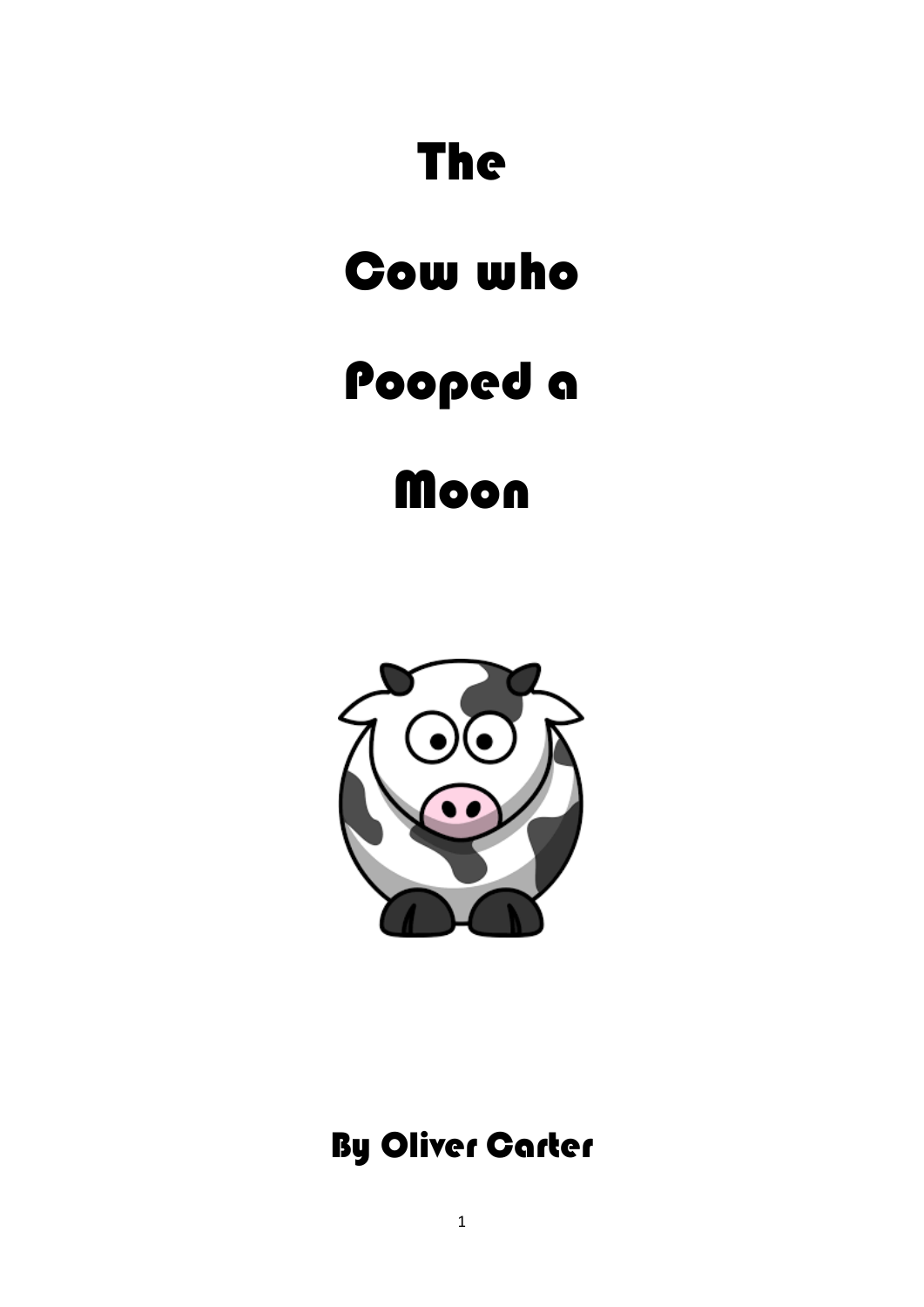# The Cow who Pooped a Moon

**By Oliver Carter**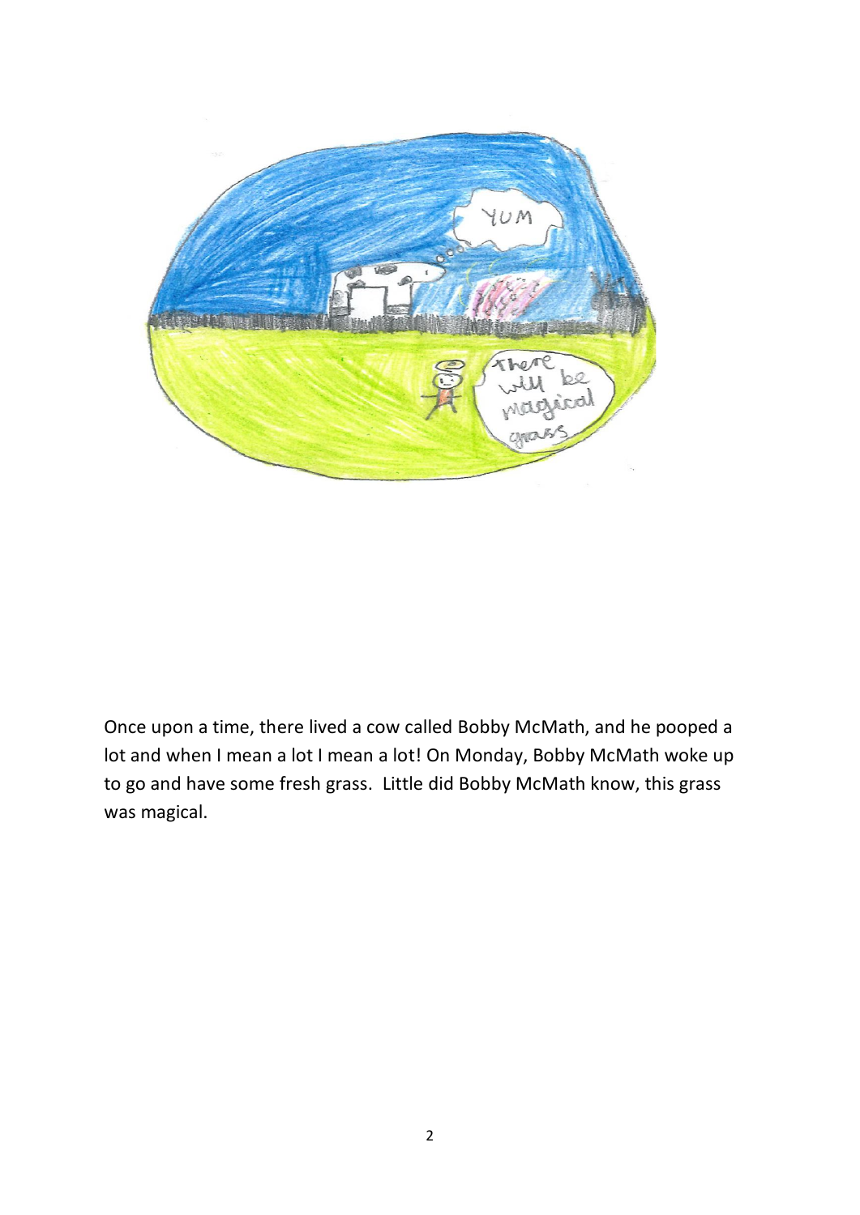Once upon a time, there lived a cow called Bobby McMath, and he pooped a lot and when I mean a lot I mean a lot! On Monday, Bobby McMath woke up to go and have some fresh grass. Little did Bobby McMath know, this grass was magical.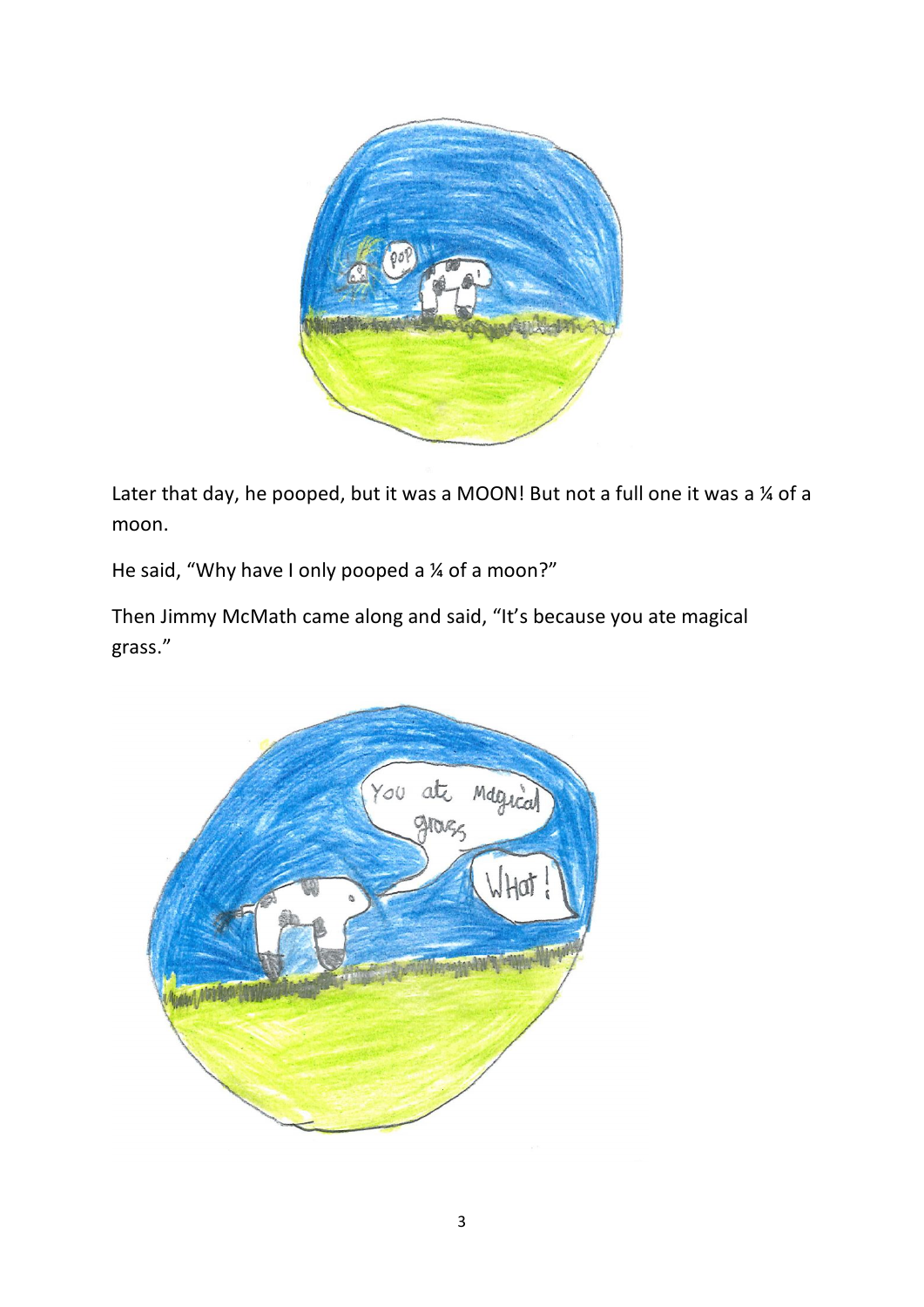Later that day, he pooped, but it was a MOON! But not a full one it was a ¼ of a moon.

He said, “Why have I only pooped a ¼ of a moon?”

Then Jimmy McMath came along and said, “It’s because you ate magical grass.”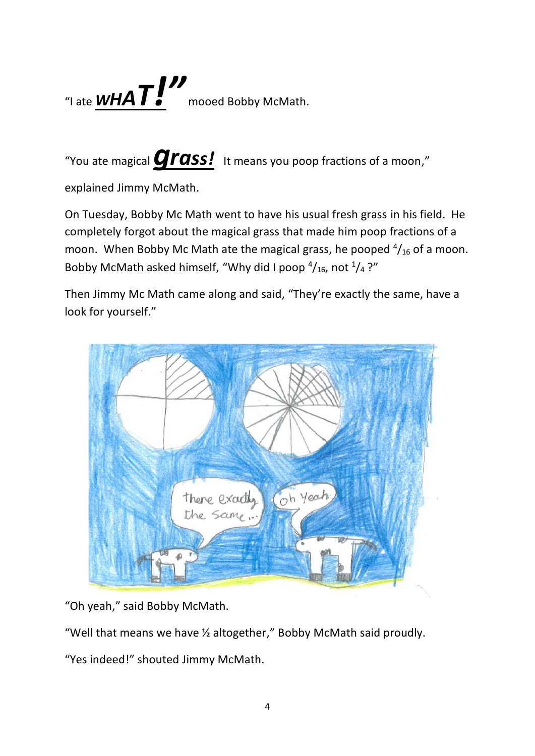"I ate ***WHAT!***" mooed Bobby McMath.

"You ate magical ***grass!*** It means you poop fractions of a moon," explained Jimmy McMath.

On Tuesday, Bobby Mc Math went to have his usual fresh grass in his field. He completely forgot about the magical grass that made him poop fractions of a moon. When Bobby Mc Math ate the magical grass, he pooped $^{4}/_{16}$ of a moon. Bobby McMath asked himself, "Why did I poop $^{4}/_{16}$, not $^{1}/_{4}$ ?"

Then Jimmy Mc Math came along and said, "They're exactly the same, have a look for yourself."

"Oh yeah," said Bobby McMath.

"Well that means we have ½ altogether," Bobby McMath said proudly.

"Yes indeed!" shouted Jimmy McMath.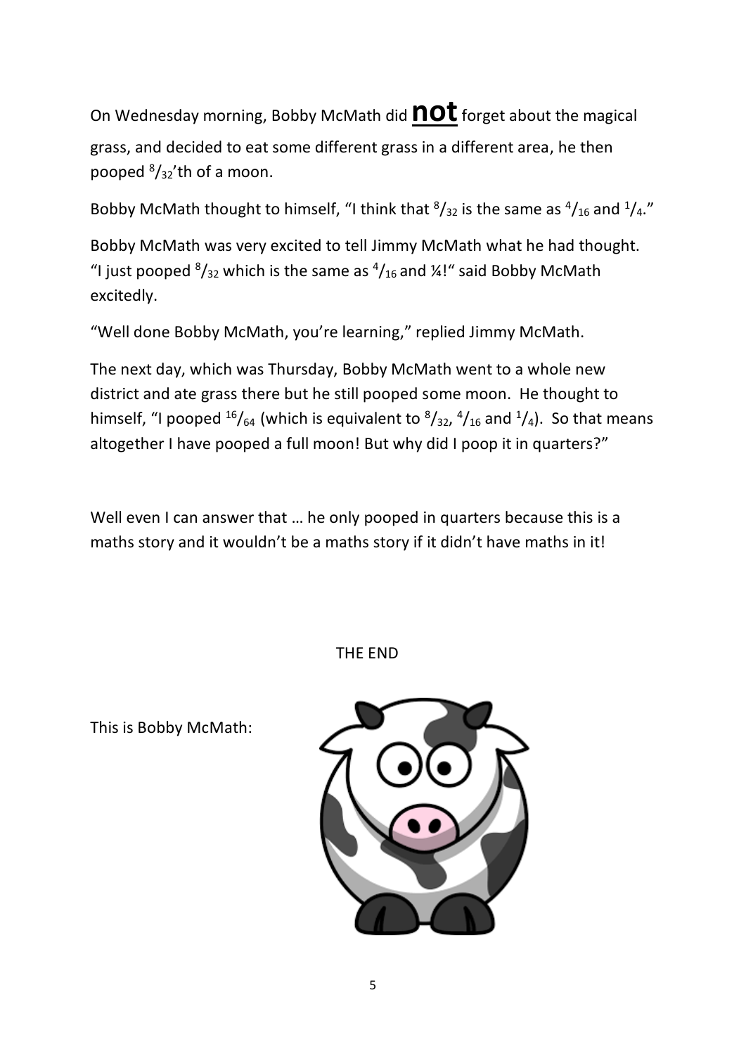On Wednesday morning, Bobby McMath did **not** forget about the magical grass, and decided to eat some different grass in a different area, he then pooped $^{8}/_{32}$'th of a moon.

Bobby McMath thought to himself, "I think that $^{8}/_{32}$ is the same as $^{4}/_{16}$ and $^{1}/_{4}$."

Bobby McMath was very excited to tell Jimmy McMath what he had thought. "I just pooped $^{8}/_{32}$ which is the same as $^{4}/_{16}$ and ¼!" said Bobby McMath excitedly.

"Well done Bobby McMath, you're learning," replied Jimmy McMath.

The next day, which was Thursday, Bobby McMath went to a whole new district and ate grass there but he still pooped some moon. He thought to himself, "I pooped $^{16}/_{64}$ (which is equivalent to $^{8}/_{32}$, $^{4}/_{16}$ and $^{1}/_{4}$). So that means altogether I have pooped a full moon! But why did I poop it in quarters?"

Well even I can answer that … he only pooped in quarters because this is a maths story and it wouldn't be a maths story if it didn't have maths in it!

THE END

This is Bobby McMath: